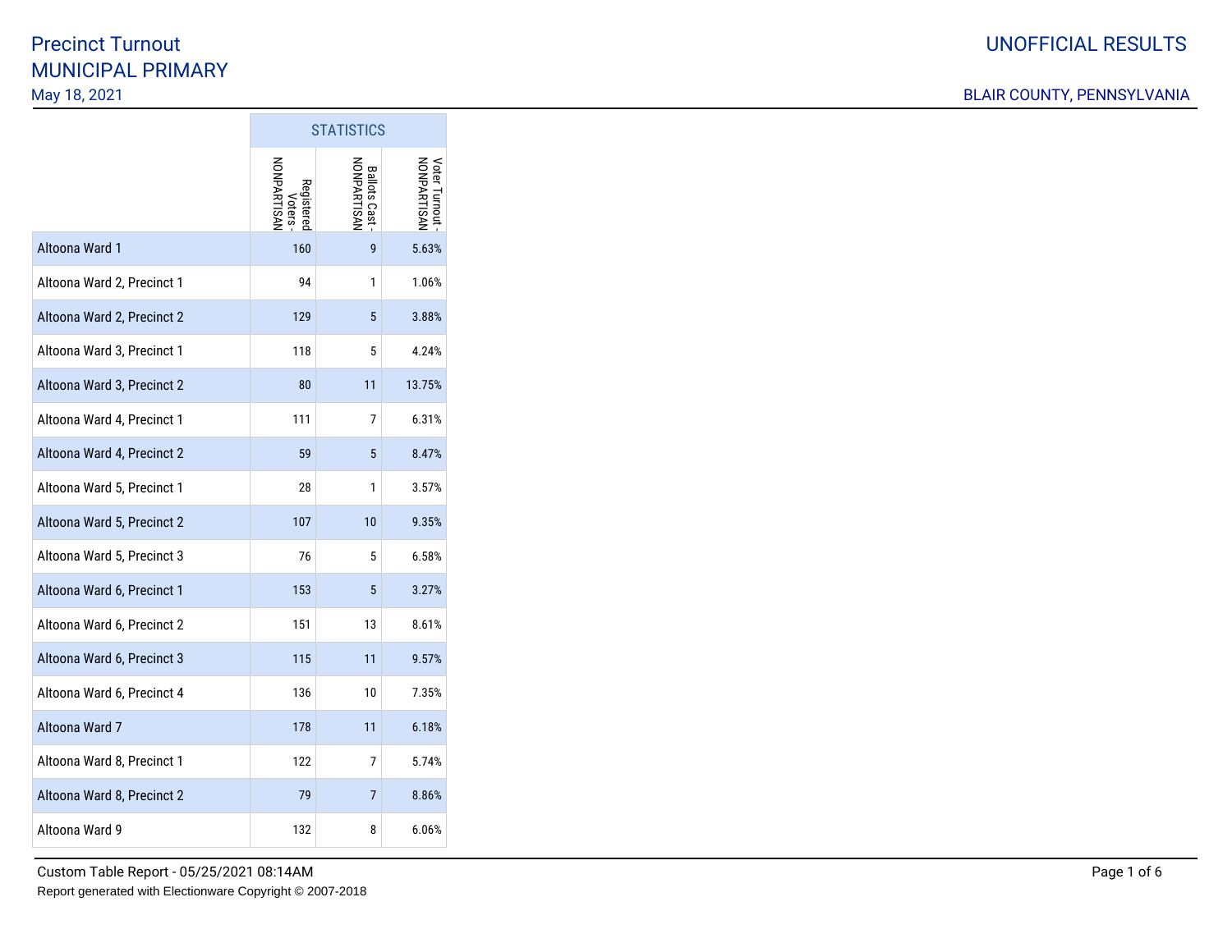# Precinct Turnout
# MUNICIPAL PRIMARY

May 18, 2021

UNOFFICIAL RESULTS

BLAIR COUNTY, PENNSYLVANIA

| | STATISTICS | | |
|---|---|---|---|
| | Registered Voters - NONPARTISAN | Ballots Cast - NONPARTISAN | Voter Turnout - NONPARTISAN |
| Altoona Ward 1 | 160 | 9 | 5.63% |
| Altoona Ward 2, Precinct 1 | 94 | 1 | 1.06% |
| Altoona Ward 2, Precinct 2 | 129 | 5 | 3.88% |
| Altoona Ward 3, Precinct 1 | 118 | 5 | 4.24% |
| Altoona Ward 3, Precinct 2 | 80 | 11 | 13.75% |
| Altoona Ward 4, Precinct 1 | 111 | 7 | 6.31% |
| Altoona Ward 4, Precinct 2 | 59 | 5 | 8.47% |
| Altoona Ward 5, Precinct 1 | 28 | 1 | 3.57% |
| Altoona Ward 5, Precinct 2 | 107 | 10 | 9.35% |
| Altoona Ward 5, Precinct 3 | 76 | 5 | 6.58% |
| Altoona Ward 6, Precinct 1 | 153 | 5 | 3.27% |
| Altoona Ward 6, Precinct 2 | 151 | 13 | 8.61% |
| Altoona Ward 6, Precinct 3 | 115 | 11 | 9.57% |
| Altoona Ward 6, Precinct 4 | 136 | 10 | 7.35% |
| Altoona Ward 7 | 178 | 11 | 6.18% |
| Altoona Ward 8, Precinct 1 | 122 | 7 | 5.74% |
| Altoona Ward 8, Precinct 2 | 79 | 7 | 8.86% |
| Altoona Ward 9 | 132 | 8 | 6.06% |

Custom Table Report - 05/25/2021 08:14AM

Report generated with Electionware Copyright © 2007-2018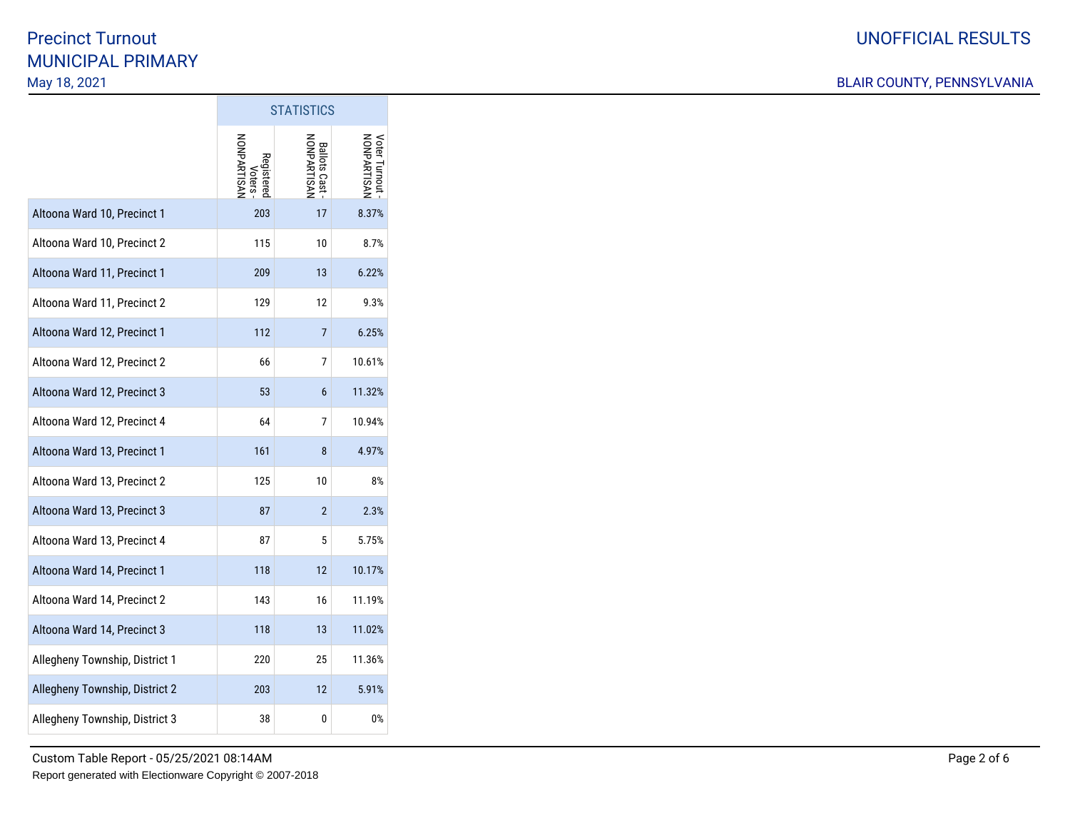# Precinct Turnout
## MUNICIPAL PRIMARY
May 18, 2021

UNOFFICIAL RESULTS

BLAIR COUNTY, PENNSYLVANIA

| | STATISTICS | | |
|---|---|---|---|
| | Registered Voters - NONPARTISAN | Ballots Cast - NONPARTISAN | Voter Turnout - NONPARTISAN |
| Altoona Ward 10, Precinct 1 | 203 | 17 | 8.37% |
| Altoona Ward 10, Precinct 2 | 115 | 10 | 8.7% |
| Altoona Ward 11, Precinct 1 | 209 | 13 | 6.22% |
| Altoona Ward 11, Precinct 2 | 129 | 12 | 9.3% |
| Altoona Ward 12, Precinct 1 | 112 | 7 | 6.25% |
| Altoona Ward 12, Precinct 2 | 66 | 7 | 10.61% |
| Altoona Ward 12, Precinct 3 | 53 | 6 | 11.32% |
| Altoona Ward 12, Precinct 4 | 64 | 7 | 10.94% |
| Altoona Ward 13, Precinct 1 | 161 | 8 | 4.97% |
| Altoona Ward 13, Precinct 2 | 125 | 10 | 8% |
| Altoona Ward 13, Precinct 3 | 87 | 2 | 2.3% |
| Altoona Ward 13, Precinct 4 | 87 | 5 | 5.75% |
| Altoona Ward 14, Precinct 1 | 118 | 12 | 10.17% |
| Altoona Ward 14, Precinct 2 | 143 | 16 | 11.19% |
| Altoona Ward 14, Precinct 3 | 118 | 13 | 11.02% |
| Allegheny Township, District 1 | 220 | 25 | 11.36% |
| Allegheny Township, District 2 | 203 | 12 | 5.91% |
| Allegheny Township, District 3 | 38 | 0 | 0% |

Custom Table Report - 05/25/2021 08:14AM

Report generated with Electionware Copyright © 2007-2018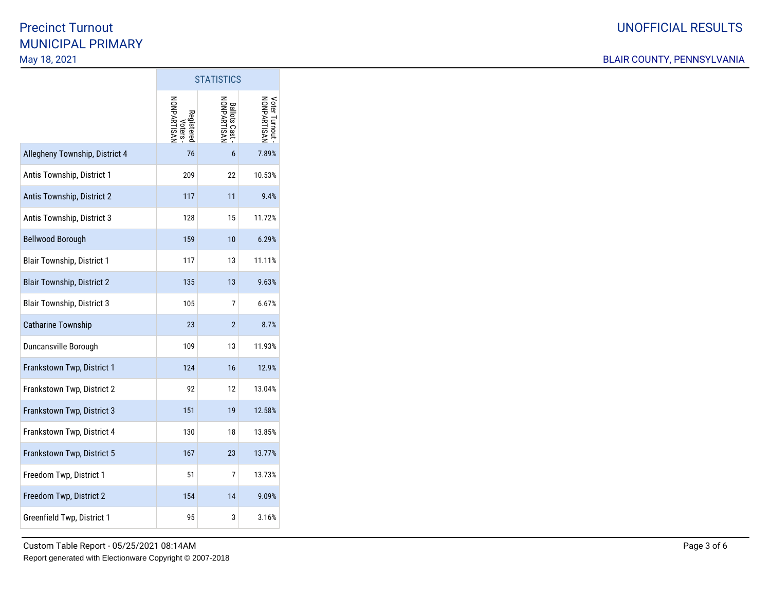# Precinct Turnout
## MUNICIPAL PRIMARY
May 18, 2021

UNOFFICIAL RESULTS

BLAIR COUNTY, PENNSYLVANIA

| | STATISTICS | | |
|---|---|---|---|
| | Registered Voters - NONPARTISAN | Ballots Cast - NONPARTISAN | Voter Turnout - NONPARTISAN |
| Allegheny Township, District 4 | 76 | 6 | 7.89% |
| Antis Township, District 1 | 209 | 22 | 10.53% |
| Antis Township, District 2 | 117 | 11 | 9.4% |
| Antis Township, District 3 | 128 | 15 | 11.72% |
| Bellwood Borough | 159 | 10 | 6.29% |
| Blair Township, District 1 | 117 | 13 | 11.11% |
| Blair Township, District 2 | 135 | 13 | 9.63% |
| Blair Township, District 3 | 105 | 7 | 6.67% |
| Catharine Township | 23 | 2 | 8.7% |
| Duncansville Borough | 109 | 13 | 11.93% |
| Frankstown Twp, District 1 | 124 | 16 | 12.9% |
| Frankstown Twp, District 2 | 92 | 12 | 13.04% |
| Frankstown Twp, District 3 | 151 | 19 | 12.58% |
| Frankstown Twp, District 4 | 130 | 18 | 13.85% |
| Frankstown Twp, District 5 | 167 | 23 | 13.77% |
| Freedom Twp, District 1 | 51 | 7 | 13.73% |
| Freedom Twp, District 2 | 154 | 14 | 9.09% |
| Greenfield Twp, District 1 | 95 | 3 | 3.16% |

Custom Table Report - 05/25/2021 08:14AM

Report generated with Electionware Copyright © 2007-2018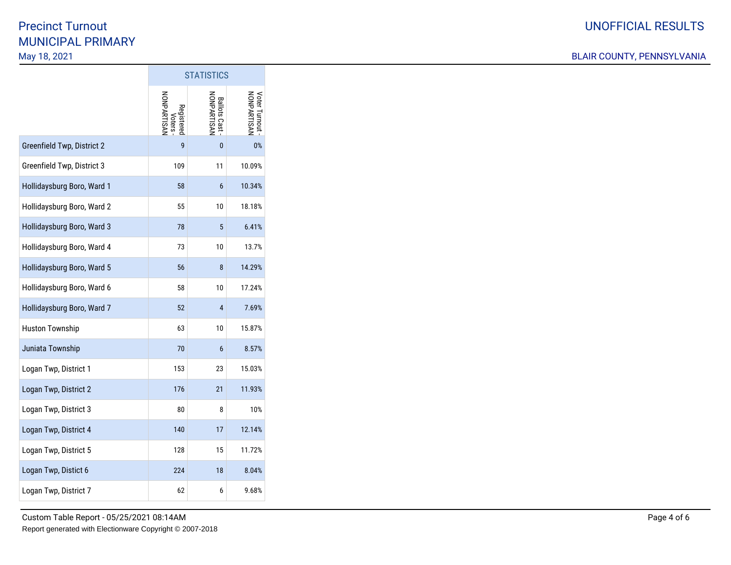# Precinct Turnout

## MUNICIPAL PRIMARY

May 18, 2021

UNOFFICIAL RESULTS

BLAIR COUNTY, PENNSYLVANIA

| | STATISTICS | | |
|---|---|---|---|
| | Registered Voters - NONPARTISAN | Ballots Cast - NONPARTISAN | Voter Turnout - NONPARTISAN |
| Greenfield Twp, District 2 | 9 | 0 | 0% |
| Greenfield Twp, District 3 | 109 | 11 | 10.09% |
| Hollidaysburg Boro, Ward 1 | 58 | 6 | 10.34% |
| Hollidaysburg Boro, Ward 2 | 55 | 10 | 18.18% |
| Hollidaysburg Boro, Ward 3 | 78 | 5 | 6.41% |
| Hollidaysburg Boro, Ward 4 | 73 | 10 | 13.7% |
| Hollidaysburg Boro, Ward 5 | 56 | 8 | 14.29% |
| Hollidaysburg Boro, Ward 6 | 58 | 10 | 17.24% |
| Hollidaysburg Boro, Ward 7 | 52 | 4 | 7.69% |
| Huston Township | 63 | 10 | 15.87% |
| Juniata Township | 70 | 6 | 8.57% |
| Logan Twp, District 1 | 153 | 23 | 15.03% |
| Logan Twp, District 2 | 176 | 21 | 11.93% |
| Logan Twp, District 3 | 80 | 8 | 10% |
| Logan Twp, District 4 | 140 | 17 | 12.14% |
| Logan Twp, District 5 | 128 | 15 | 11.72% |
| Logan Twp, Distict 6 | 224 | 18 | 8.04% |
| Logan Twp, District 7 | 62 | 6 | 9.68% |

Custom Table Report - 05/25/2021 08:14AM

Report generated with Electionware Copyright © 2007-2018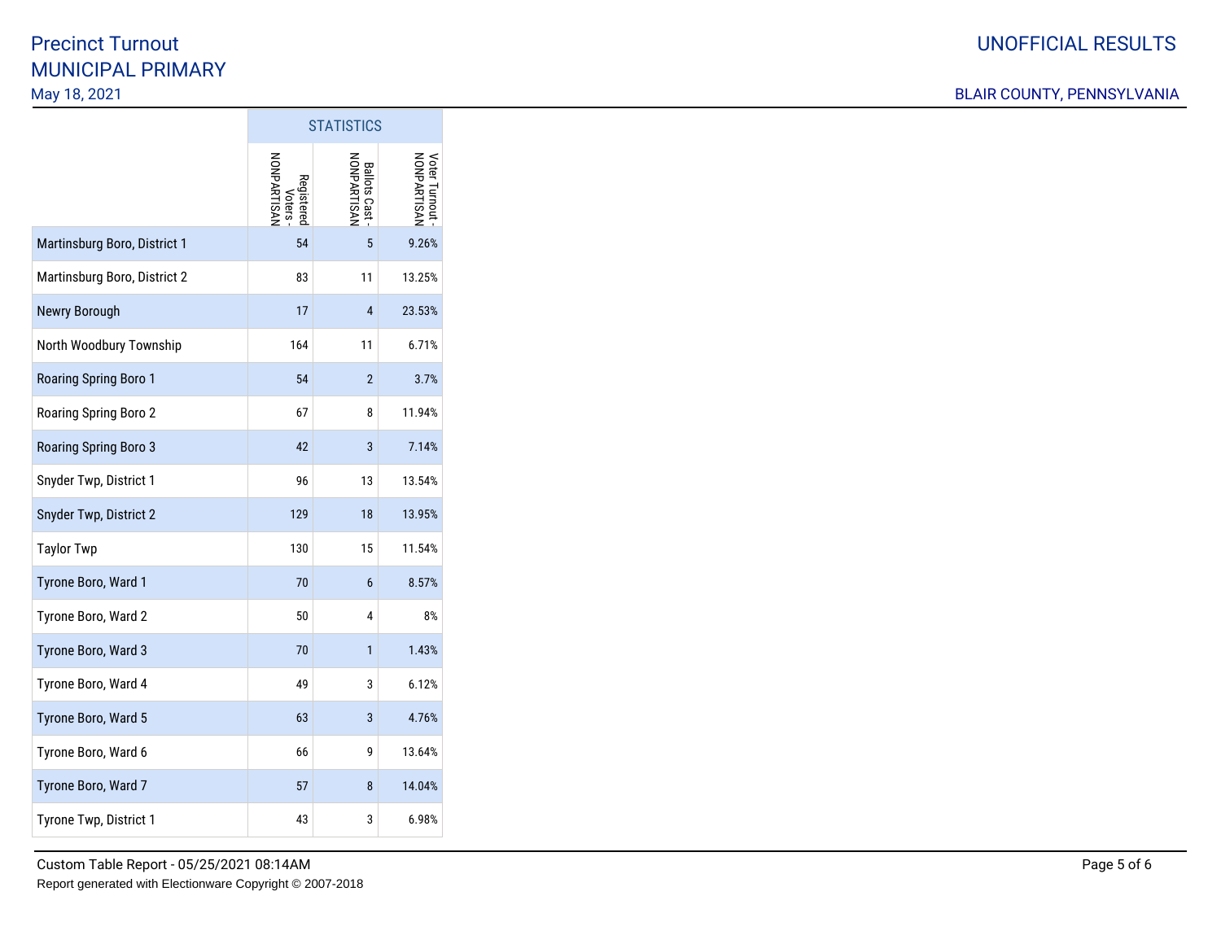# Precinct Turnout
## MUNICIPAL PRIMARY
May 18, 2021

UNOFFICIAL RESULTS

BLAIR COUNTY, PENNSYLVANIA

| | STATISTICS | | |
|---|---|---|---|
| | Registered Voters - NONPARTISAN | Ballots Cast - NONPARTISAN | Voter Turnout - NONPARTISAN |
| Martinsburg Boro, District 1 | 54 | 5 | 9.26% |
| Martinsburg Boro, District 2 | 83 | 11 | 13.25% |
| Newry Borough | 17 | 4 | 23.53% |
| North Woodbury Township | 164 | 11 | 6.71% |
| Roaring Spring Boro 1 | 54 | 2 | 3.7% |
| Roaring Spring Boro 2 | 67 | 8 | 11.94% |
| Roaring Spring Boro 3 | 42 | 3 | 7.14% |
| Snyder Twp, District 1 | 96 | 13 | 13.54% |
| Snyder Twp, District 2 | 129 | 18 | 13.95% |
| Taylor Twp | 130 | 15 | 11.54% |
| Tyrone Boro, Ward 1 | 70 | 6 | 8.57% |
| Tyrone Boro, Ward 2 | 50 | 4 | 8% |
| Tyrone Boro, Ward 3 | 70 | 1 | 1.43% |
| Tyrone Boro, Ward 4 | 49 | 3 | 6.12% |
| Tyrone Boro, Ward 5 | 63 | 3 | 4.76% |
| Tyrone Boro, Ward 6 | 66 | 9 | 13.64% |
| Tyrone Boro, Ward 7 | 57 | 8 | 14.04% |
| Tyrone Twp, District 1 | 43 | 3 | 6.98% |

Custom Table Report - 05/25/2021 08:14AM

Report generated with Electionware Copyright © 2007-2018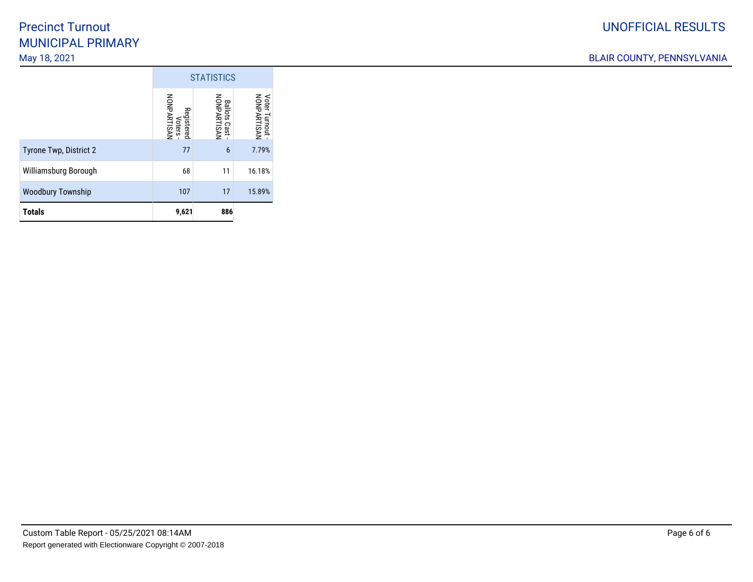| | STATISTICS | | |
|---|---|---|---|
| | Registered Voters - NONPARTISAN | Ballots Cast - NONPARTISAN | Voter Turnout - NONPARTISAN |
| Tyrone Twp, District 2 | 77 | 6 | 7.79% |
| Williamsburg Borough | 68 | 11 | 16.18% |
| Woodbury Township | 107 | 17 | 15.89% |
| **Totals** | **9,621** | **886** | |

Custom Table Report - 05/25/2021 08:14AM

Report generated with Electionware Copyright © 2007-2018